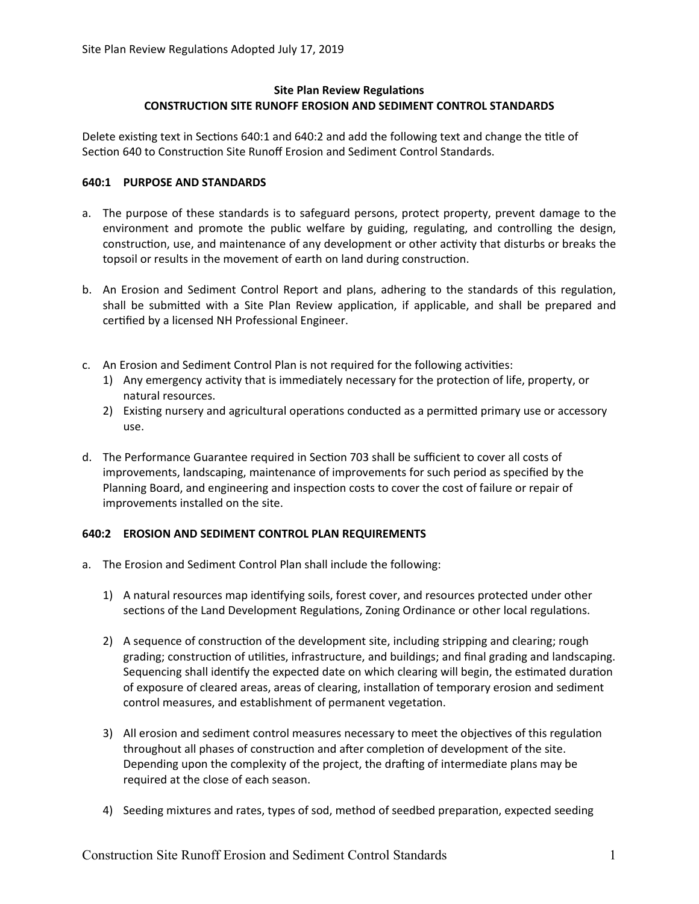## Site Plan Review Regulations
## CONSTRUCTION SITE RUNOFF EROSION AND SEDIMENT CONTROL STANDARDS

Delete existing text in Sections 640:1 and 640:2 and add the following text and change the title of Section 640 to Construction Site Runoff Erosion and Sediment Control Standards.

### 640:1 PURPOSE AND STANDARDS

a. The purpose of these standards is to safeguard persons, protect property, prevent damage to the environment and promote the public welfare by guiding, regulating, and controlling the design, construction, use, and maintenance of any development or other activity that disturbs or breaks the topsoil or results in the movement of earth on land during construction.

b. An Erosion and Sediment Control Report and plans, adhering to the standards of this regulation, shall be submitted with a Site Plan Review application, if applicable, and shall be prepared and certified by a licensed NH Professional Engineer.

c. An Erosion and Sediment Control Plan is not required for the following activities:
   1) Any emergency activity that is immediately necessary for the protection of life, property, or natural resources.
   2) Existing nursery and agricultural operations conducted as a permitted primary use or accessory use.

d. The Performance Guarantee required in Section 703 shall be sufficient to cover all costs of improvements, landscaping, maintenance of improvements for such period as specified by the Planning Board, and engineering and inspection costs to cover the cost of failure or repair of improvements installed on the site.

### 640:2 EROSION AND SEDIMENT CONTROL PLAN REQUIREMENTS

a. The Erosion and Sediment Control Plan shall include the following:

   1) A natural resources map identifying soils, forest cover, and resources protected under other sections of the Land Development Regulations, Zoning Ordinance or other local regulations.

   2) A sequence of construction of the development site, including stripping and clearing; rough grading; construction of utilities, infrastructure, and buildings; and final grading and landscaping. Sequencing shall identify the expected date on which clearing will begin, the estimated duration of exposure of cleared areas, areas of clearing, installation of temporary erosion and sediment control measures, and establishment of permanent vegetation.

   3) All erosion and sediment control measures necessary to meet the objectives of this regulation throughout all phases of construction and after completion of development of the site. Depending upon the complexity of the project, the drafting of intermediate plans may be required at the close of each season.

   4) Seeding mixtures and rates, types of sod, method of seedbed preparation, expected seeding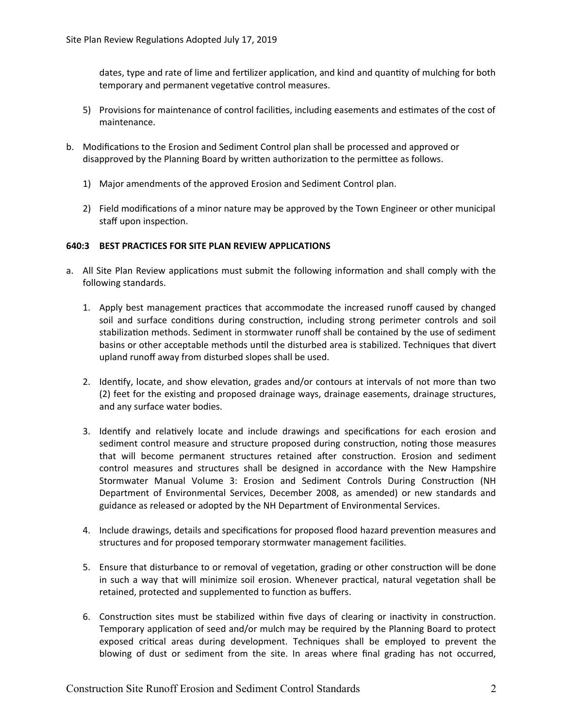dates, type and rate of lime and fertilizer application, and kind and quantity of mulching for both temporary and permanent vegetative control measures.

5) Provisions for maintenance of control facilities, including easements and estimates of the cost of maintenance.

b. Modifications to the Erosion and Sediment Control plan shall be processed and approved or disapproved by the Planning Board by written authorization to the permittee as follows.

   1) Major amendments of the approved Erosion and Sediment Control plan.

   2) Field modifications of a minor nature may be approved by the Town Engineer or other municipal staff upon inspection.

### 640:3 BEST PRACTICES FOR SITE PLAN REVIEW APPLICATIONS

a. All Site Plan Review applications must submit the following information and shall comply with the following standards.

   1. Apply best management practices that accommodate the increased runoff caused by changed soil and surface conditions during construction, including strong perimeter controls and soil stabilization methods. Sediment in stormwater runoff shall be contained by the use of sediment basins or other acceptable methods until the disturbed area is stabilized. Techniques that divert upland runoff away from disturbed slopes shall be used.

   2. Identify, locate, and show elevation, grades and/or contours at intervals of not more than two (2) feet for the existing and proposed drainage ways, drainage easements, drainage structures, and any surface water bodies.

   3. Identify and relatively locate and include drawings and specifications for each erosion and sediment control measure and structure proposed during construction, noting those measures that will become permanent structures retained after construction. Erosion and sediment control measures and structures shall be designed in accordance with the New Hampshire Stormwater Manual Volume 3: Erosion and Sediment Controls During Construction (NH Department of Environmental Services, December 2008, as amended) or new standards and guidance as released or adopted by the NH Department of Environmental Services.

   4. Include drawings, details and specifications for proposed flood hazard prevention measures and structures and for proposed temporary stormwater management facilities.

   5. Ensure that disturbance to or removal of vegetation, grading or other construction will be done in such a way that will minimize soil erosion. Whenever practical, natural vegetation shall be retained, protected and supplemented to function as buffers.

   6. Construction sites must be stabilized within five days of clearing or inactivity in construction. Temporary application of seed and/or mulch may be required by the Planning Board to protect exposed critical areas during development. Techniques shall be employed to prevent the blowing of dust or sediment from the site. In areas where final grading has not occurred,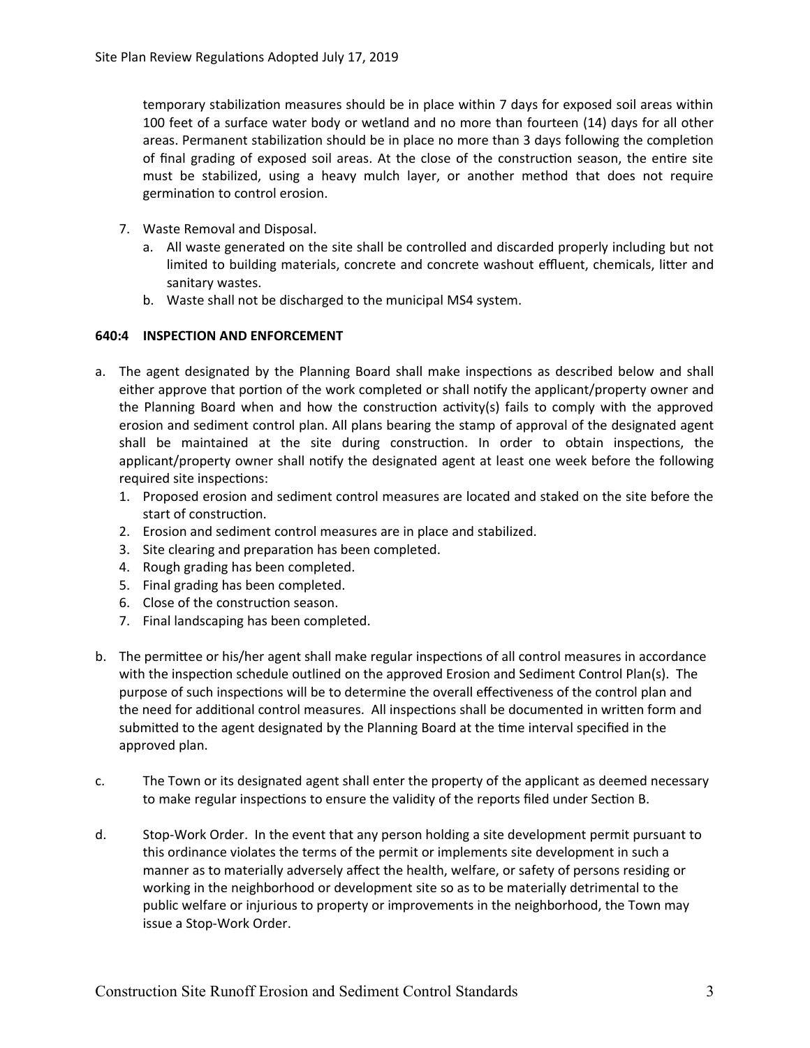temporary stabilization measures should be in place within 7 days for exposed soil areas within 100 feet of a surface water body or wetland and no more than fourteen (14) days for all other areas. Permanent stabilization should be in place no more than 3 days following the completion of final grading of exposed soil areas. At the close of the construction season, the entire site must be stabilized, using a heavy mulch layer, or another method that does not require germination to control erosion.

7. Waste Removal and Disposal.
   a. All waste generated on the site shall be controlled and discarded properly including but not limited to building materials, concrete and concrete washout effluent, chemicals, litter and sanitary wastes.
   b. Waste shall not be discharged to the municipal MS4 system.

**640:4 INSPECTION AND ENFORCEMENT**

a. The agent designated by the Planning Board shall make inspections as described below and shall either approve that portion of the work completed or shall notify the applicant/property owner and the Planning Board when and how the construction activity(s) fails to comply with the approved erosion and sediment control plan. All plans bearing the stamp of approval of the designated agent shall be maintained at the site during construction. In order to obtain inspections, the applicant/property owner shall notify the designated agent at least one week before the following required site inspections:
   1. Proposed erosion and sediment control measures are located and staked on the site before the start of construction.
   2. Erosion and sediment control measures are in place and stabilized.
   3. Site clearing and preparation has been completed.
   4. Rough grading has been completed.
   5. Final grading has been completed.
   6. Close of the construction season.
   7. Final landscaping has been completed.

b. The permittee or his/her agent shall make regular inspections of all control measures in accordance with the inspection schedule outlined on the approved Erosion and Sediment Control Plan(s). The purpose of such inspections will be to determine the overall effectiveness of the control plan and the need for additional control measures. All inspections shall be documented in written form and submitted to the agent designated by the Planning Board at the time interval specified in the approved plan.

c. The Town or its designated agent shall enter the property of the applicant as deemed necessary to make regular inspections to ensure the validity of the reports filed under Section B.

d. Stop-Work Order. In the event that any person holding a site development permit pursuant to this ordinance violates the terms of the permit or implements site development in such a manner as to materially adversely affect the health, welfare, or safety of persons residing or working in the neighborhood or development site so as to be materially detrimental to the public welfare or injurious to property or improvements in the neighborhood, the Town may issue a Stop-Work Order.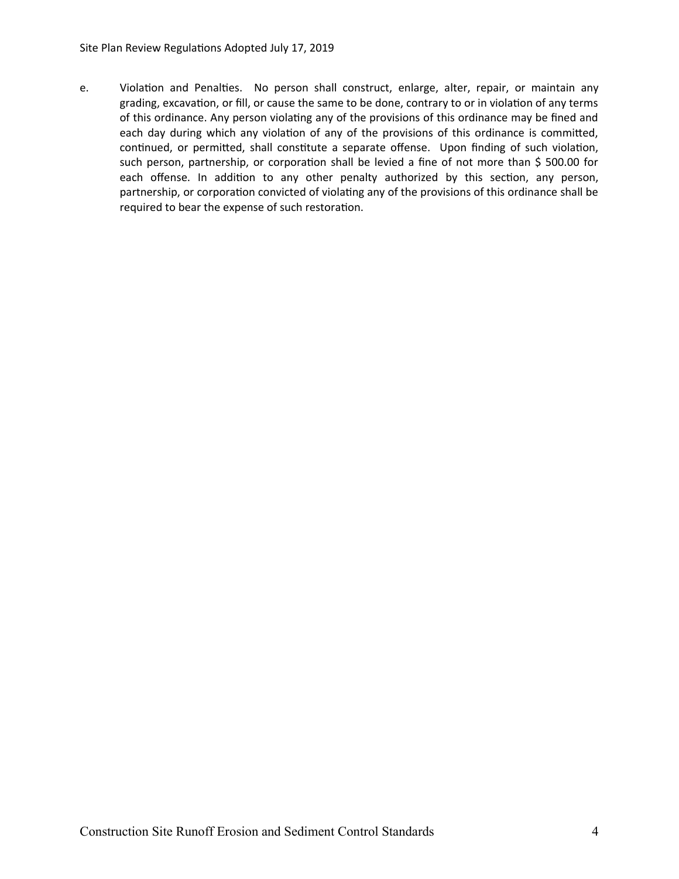e. Violation and Penalties. No person shall construct, enlarge, alter, repair, or maintain any grading, excavation, or fill, or cause the same to be done, contrary to or in violation of any terms of this ordinance. Any person violating any of the provisions of this ordinance may be fined and each day during which any violation of any of the provisions of this ordinance is committed, continued, or permitted, shall constitute a separate offense. Upon finding of such violation, such person, partnership, or corporation shall be levied a fine of not more than $ 500.00 for each offense. In addition to any other penalty authorized by this section, any person, partnership, or corporation convicted of violating any of the provisions of this ordinance shall be required to bear the expense of such restoration.